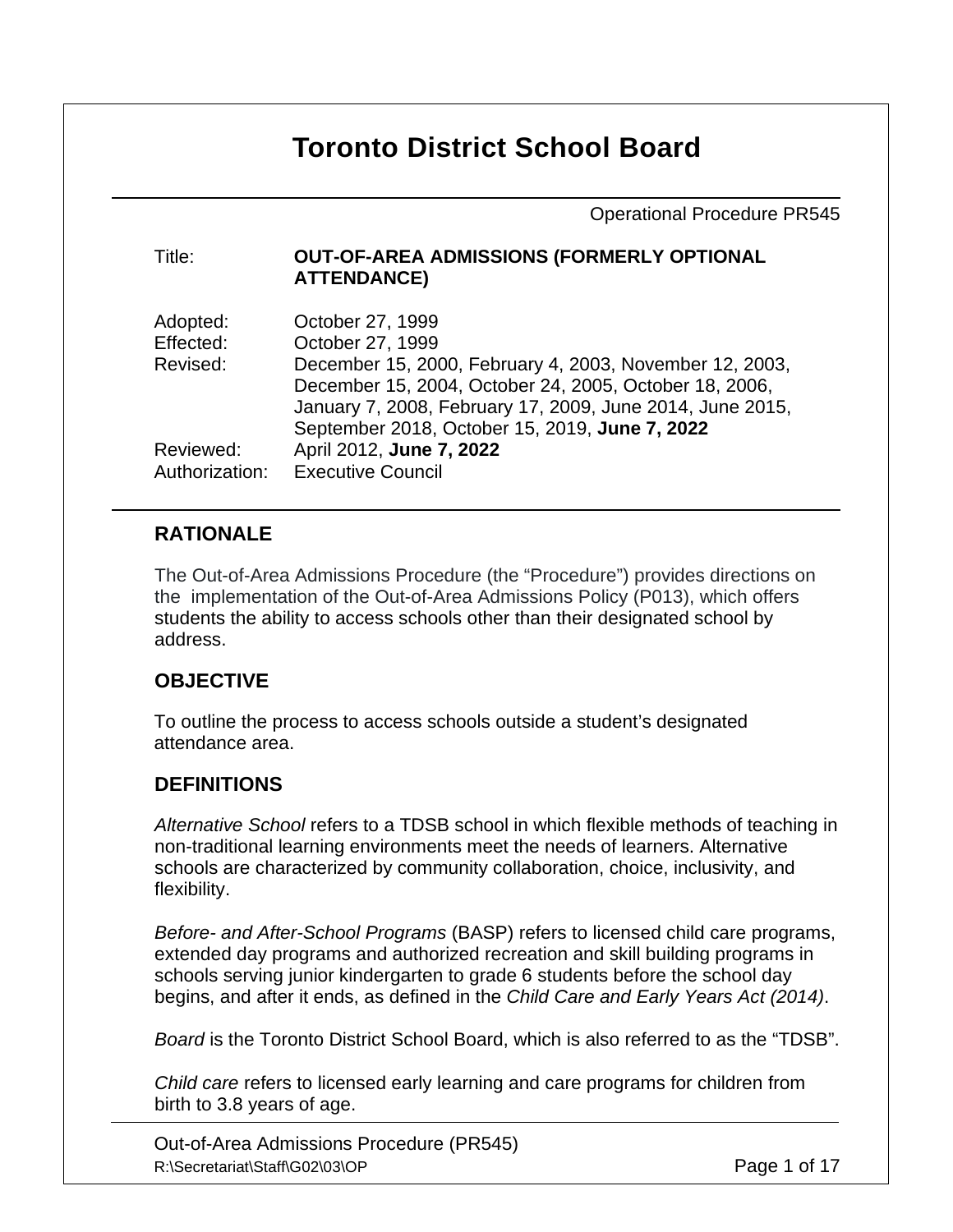# Toronto District School Board

Operational Procedure PR545

| | |
|---|---|
| Title: | **OUT-OF-AREA ADMISSIONS (FORMERLY OPTIONAL ATTENDANCE)** |
| Adopted: | October 27, 1999 |
| Effected: | October 27, 1999 |
| Revised: | December 15, 2000, February 4, 2003, November 12, 2003, December 15, 2004, October 24, 2005, October 18, 2006, January 7, 2008, February 17, 2009, June 2014, June 2015, September 2018, October 15, 2019, **June 7, 2022** |
| Reviewed: | April 2012, **June 7, 2022** |
| Authorization: | Executive Council |

## RATIONALE

The Out-of-Area Admissions Procedure (the "Procedure") provides directions on the implementation of the Out-of-Area Admissions Policy (P013), which offers students the ability to access schools other than their designated school by address.

## OBJECTIVE

To outline the process to access schools outside a student's designated attendance area.

## DEFINITIONS

*Alternative School* refers to a TDSB school in which flexible methods of teaching in non-traditional learning environments meet the needs of learners. Alternative schools are characterized by community collaboration, choice, inclusivity, and flexibility.

*Before- and After-School Programs* (BASP) refers to licensed child care programs, extended day programs and authorized recreation and skill building programs in schools serving junior kindergarten to grade 6 students before the school day begins, and after it ends, as defined in the *Child Care and Early Years Act (2014)*.

*Board* is the Toronto District School Board, which is also referred to as the "TDSB".

*Child care* refers to licensed early learning and care programs for children from birth to 3.8 years of age.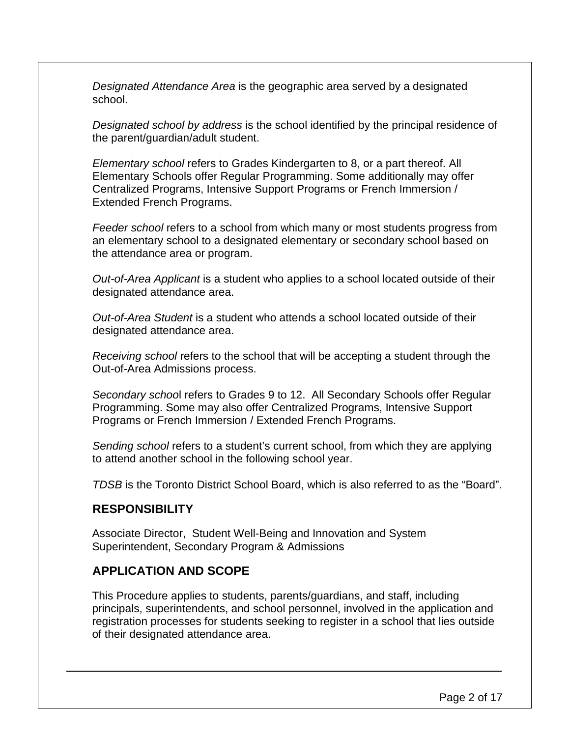*Designated Attendance Area* is the geographic area served by a designated school.

*Designated school by address* is the school identified by the principal residence of the parent/guardian/adult student.

*Elementary school* refers to Grades Kindergarten to 8, or a part thereof. All Elementary Schools offer Regular Programming. Some additionally may offer Centralized Programs, Intensive Support Programs or French Immersion / Extended French Programs.

*Feeder school* refers to a school from which many or most students progress from an elementary school to a designated elementary or secondary school based on the attendance area or program.

*Out-of-Area Applicant* is a student who applies to a school located outside of their designated attendance area.

*Out-of-Area Student* is a student who attends a school located outside of their designated attendance area.

*Receiving school* refers to the school that will be accepting a student through the Out-of-Area Admissions process.

*Secondary school* refers to Grades 9 to 12. All Secondary Schools offer Regular Programming. Some may also offer Centralized Programs, Intensive Support Programs or French Immersion / Extended French Programs.

*Sending school* refers to a student's current school, from which they are applying to attend another school in the following school year.

*TDSB* is the Toronto District School Board, which is also referred to as the "Board".

## RESPONSIBILITY

Associate Director, Student Well-Being and Innovation and System Superintendent, Secondary Program & Admissions

## APPLICATION AND SCOPE

This Procedure applies to students, parents/guardians, and staff, including principals, superintendents, and school personnel, involved in the application and registration processes for students seeking to register in a school that lies outside of their designated attendance area.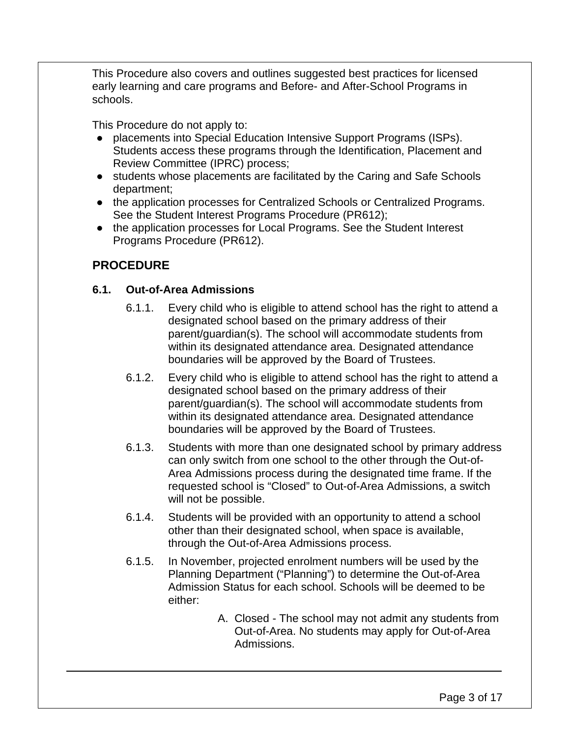This Procedure also covers and outlines suggested best practices for licensed early learning and care programs and Before- and After-School Programs in schools.

This Procedure do not apply to:

- placements into Special Education Intensive Support Programs (ISPs). Students access these programs through the Identification, Placement and Review Committee (IPRC) process;
- students whose placements are facilitated by the Caring and Safe Schools department;
- the application processes for Centralized Schools or Centralized Programs. See the Student Interest Programs Procedure (PR612);
- the application processes for Local Programs. See the Student Interest Programs Procedure (PR612).

## PROCEDURE

### 6.1. Out-of-Area Admissions

6.1.1. Every child who is eligible to attend school has the right to attend a designated school based on the primary address of their parent/guardian(s). The school will accommodate students from within its designated attendance area. Designated attendance boundaries will be approved by the Board of Trustees.

6.1.2. Every child who is eligible to attend school has the right to attend a designated school based on the primary address of their parent/guardian(s). The school will accommodate students from within its designated attendance area. Designated attendance boundaries will be approved by the Board of Trustees.

6.1.3. Students with more than one designated school by primary address can only switch from one school to the other through the Out-of-Area Admissions process during the designated time frame. If the requested school is "Closed" to Out-of-Area Admissions, a switch will not be possible.

6.1.4. Students will be provided with an opportunity to attend a school other than their designated school, when space is available, through the Out-of-Area Admissions process.

6.1.5. In November, projected enrolment numbers will be used by the Planning Department ("Planning") to determine the Out-of-Area Admission Status for each school. Schools will be deemed to be either:

A. Closed - The school may not admit any students from Out-of-Area. No students may apply for Out-of-Area Admissions.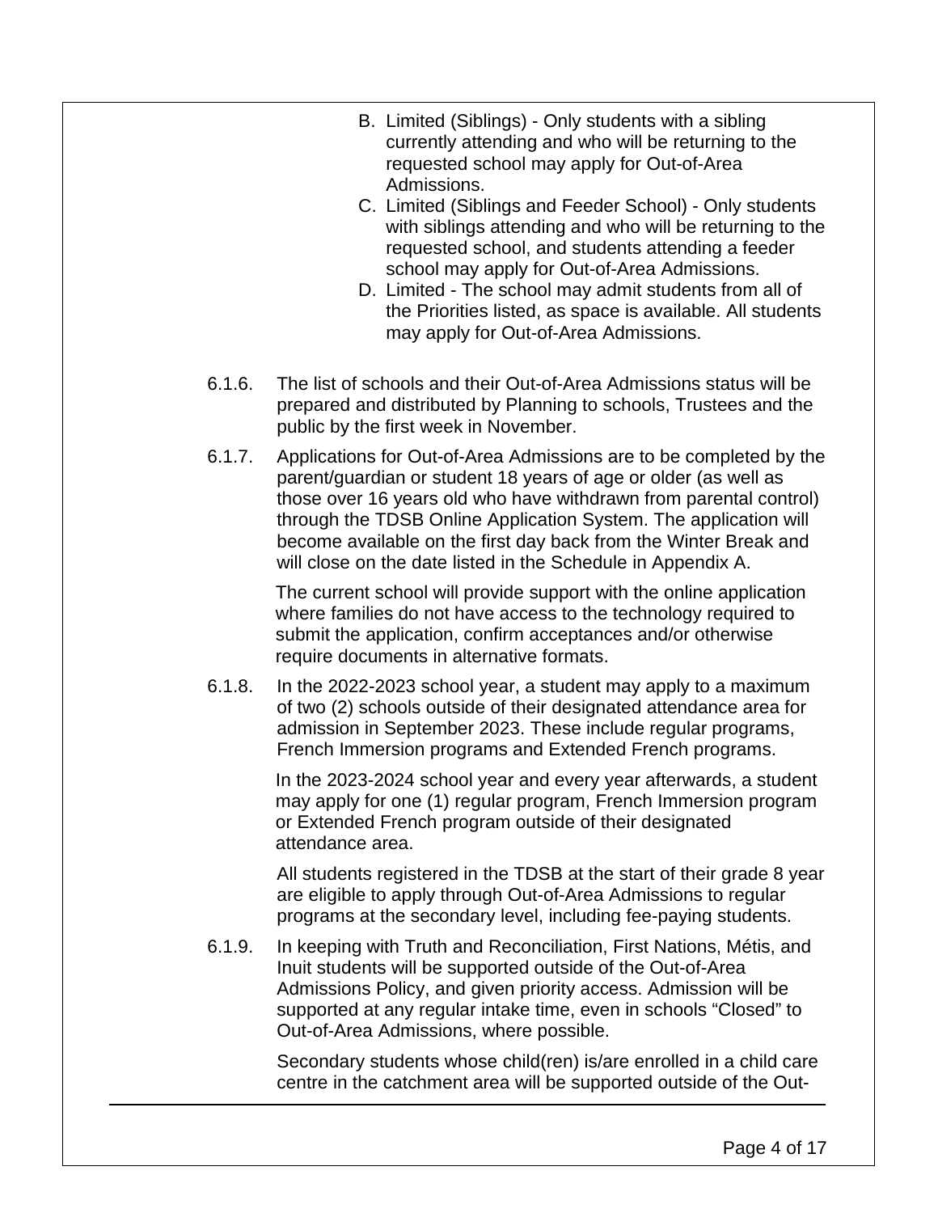B. Limited (Siblings) - Only students with a sibling currently attending and who will be returning to the requested school may apply for Out-of-Area Admissions.
C. Limited (Siblings and Feeder School) - Only students with siblings attending and who will be returning to the requested school, and students attending a feeder school may apply for Out-of-Area Admissions.
D. Limited - The school may admit students from all of the Priorities listed, as space is available. All students may apply for Out-of-Area Admissions.

6.1.6. The list of schools and their Out-of-Area Admissions status will be prepared and distributed by Planning to schools, Trustees and the public by the first week in November.

6.1.7. Applications for Out-of-Area Admissions are to be completed by the parent/guardian or student 18 years of age or older (as well as those over 16 years old who have withdrawn from parental control) through the TDSB Online Application System. The application will become available on the first day back from the Winter Break and will close on the date listed in the Schedule in Appendix A.

The current school will provide support with the online application where families do not have access to the technology required to submit the application, confirm acceptances and/or otherwise require documents in alternative formats.

6.1.8. In the 2022-2023 school year, a student may apply to a maximum of two (2) schools outside of their designated attendance area for admission in September 2023. These include regular programs, French Immersion programs and Extended French programs.

In the 2023-2024 school year and every year afterwards, a student may apply for one (1) regular program, French Immersion program or Extended French program outside of their designated attendance area.

All students registered in the TDSB at the start of their grade 8 year are eligible to apply through Out-of-Area Admissions to regular programs at the secondary level, including fee-paying students.

6.1.9. In keeping with Truth and Reconciliation, First Nations, Métis, and Inuit students will be supported outside of the Out-of-Area Admissions Policy, and given priority access. Admission will be supported at any regular intake time, even in schools "Closed" to Out-of-Area Admissions, where possible.

Secondary students whose child(ren) is/are enrolled in a child care centre in the catchment area will be supported outside of the Out-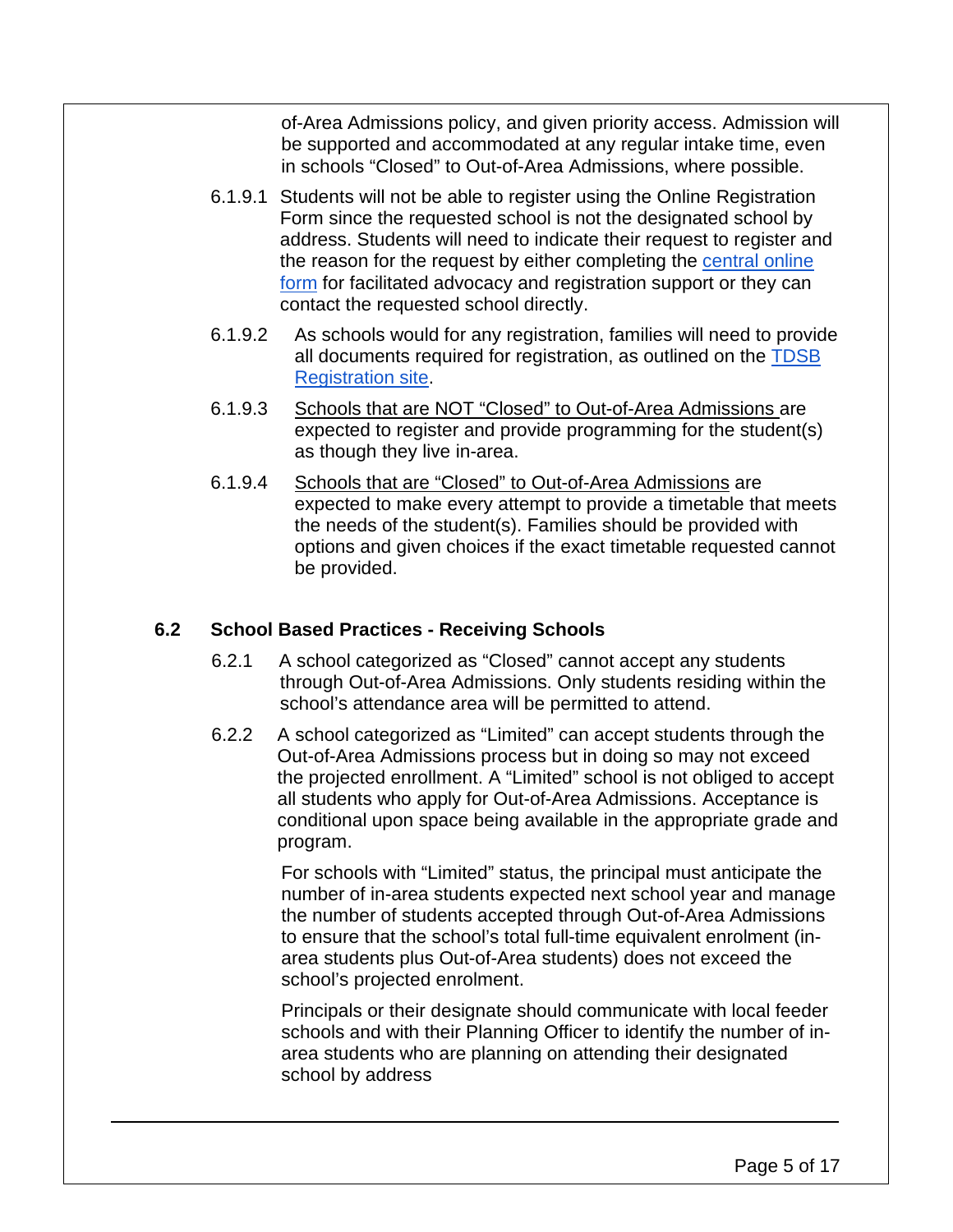of-Area Admissions policy, and given priority access. Admission will be supported and accommodated at any regular intake time, even in schools "Closed" to Out-of-Area Admissions, where possible.

6.1.9.1 Students will not be able to register using the Online Registration Form since the requested school is not the designated school by address. Students will need to indicate their request to register and the reason for the request by either completing the [central online form](#) for facilitated advocacy and registration support or they can contact the requested school directly.

6.1.9.2 As schools would for any registration, families will need to provide all documents required for registration, as outlined on the [TDSB Registration site](#).

6.1.9.3 <u>Schools that are NOT "Closed" to Out-of-Area Admissions</u> are expected to register and provide programming for the student(s) as though they live in-area.

6.1.9.4 <u>Schools that are "Closed" to Out-of-Area Admissions</u> are expected to make every attempt to provide a timetable that meets the needs of the student(s). Families should be provided with options and given choices if the exact timetable requested cannot be provided.

### 6.2 School Based Practices - Receiving Schools

6.2.1 A school categorized as "Closed" cannot accept any students through Out-of-Area Admissions. Only students residing within the school's attendance area will be permitted to attend.

6.2.2 A school categorized as "Limited" can accept students through the Out-of-Area Admissions process but in doing so may not exceed the projected enrollment. A "Limited" school is not obliged to accept all students who apply for Out-of-Area Admissions. Acceptance is conditional upon space being available in the appropriate grade and program.

For schools with "Limited" status, the principal must anticipate the number of in-area students expected next school year and manage the number of students accepted through Out-of-Area Admissions to ensure that the school's total full-time equivalent enrolment (in-area students plus Out-of-Area students) does not exceed the school's projected enrolment.

Principals or their designate should communicate with local feeder schools and with their Planning Officer to identify the number of in-area students who are planning on attending their designated school by address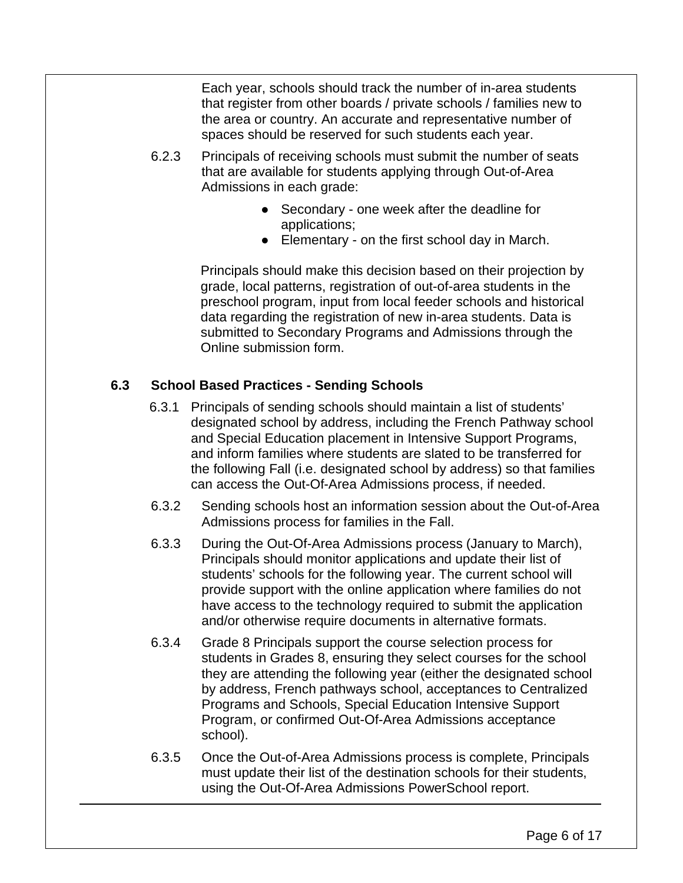Each year, schools should track the number of in-area students that register from other boards / private schools / families new to the area or country. An accurate and representative number of spaces should be reserved for such students each year.

6.2.3 Principals of receiving schools must submit the number of seats that are available for students applying through Out-of-Area Admissions in each grade:

- Secondary - one week after the deadline for applications;
- Elementary - on the first school day in March.

Principals should make this decision based on their projection by grade, local patterns, registration of out-of-area students in the preschool program, input from local feeder schools and historical data regarding the registration of new in-area students. Data is submitted to Secondary Programs and Admissions through the Online submission form.

### 6.3 School Based Practices - Sending Schools

6.3.1 Principals of sending schools should maintain a list of students' designated school by address, including the French Pathway school and Special Education placement in Intensive Support Programs, and inform families where students are slated to be transferred for the following Fall (i.e. designated school by address) so that families can access the Out-Of-Area Admissions process, if needed.

6.3.2 Sending schools host an information session about the Out-of-Area Admissions process for families in the Fall.

6.3.3 During the Out-Of-Area Admissions process (January to March), Principals should monitor applications and update their list of students' schools for the following year. The current school will provide support with the online application where families do not have access to the technology required to submit the application and/or otherwise require documents in alternative formats.

6.3.4 Grade 8 Principals support the course selection process for students in Grades 8, ensuring they select courses for the school they are attending the following year (either the designated school by address, French pathways school, acceptances to Centralized Programs and Schools, Special Education Intensive Support Program, or confirmed Out-Of-Area Admissions acceptance school).

6.3.5 Once the Out-of-Area Admissions process is complete, Principals must update their list of the destination schools for their students, using the Out-Of-Area Admissions PowerSchool report.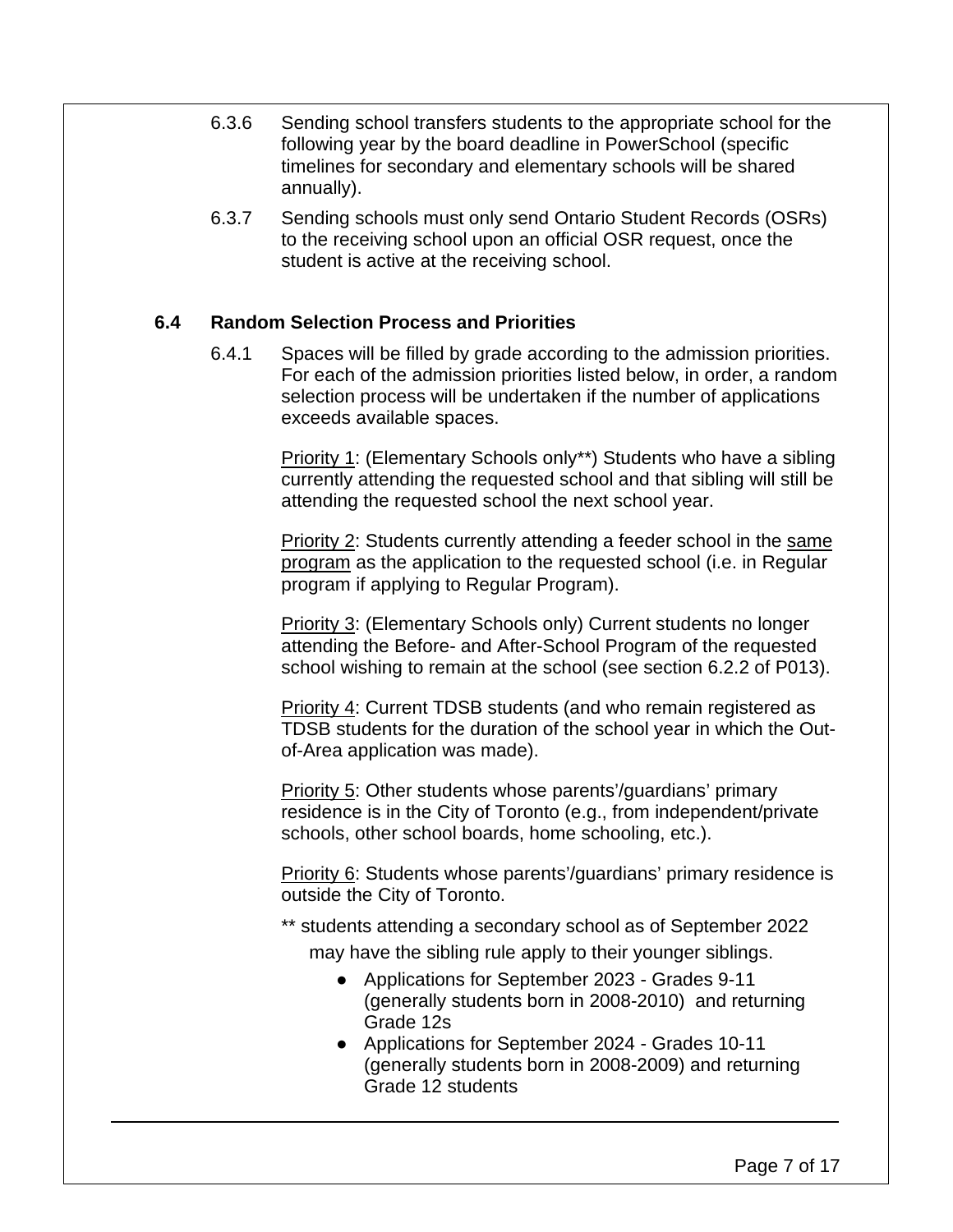6.3.6 Sending school transfers students to the appropriate school for the following year by the board deadline in PowerSchool (specific timelines for secondary and elementary schools will be shared annually).

6.3.7 Sending schools must only send Ontario Student Records (OSRs) to the receiving school upon an official OSR request, once the student is active at the receiving school.

## 6.4 Random Selection Process and Priorities

6.4.1 Spaces will be filled by grade according to the admission priorities. For each of the admission priorities listed below, in order, a random selection process will be undertaken if the number of applications exceeds available spaces.

Priority 1: (Elementary Schools only**) Students who have a sibling currently attending the requested school and that sibling will still be attending the requested school the next school year.

Priority 2: Students currently attending a feeder school in the same program as the application to the requested school (i.e. in Regular program if applying to Regular Program).

Priority 3: (Elementary Schools only) Current students no longer attending the Before- and After-School Program of the requested school wishing to remain at the school (see section 6.2.2 of P013).

Priority 4: Current TDSB students (and who remain registered as TDSB students for the duration of the school year in which the Out-of-Area application was made).

Priority 5: Other students whose parents'/guardians' primary residence is in the City of Toronto (e.g., from independent/private schools, other school boards, home schooling, etc.).

Priority 6: Students whose parents'/guardians' primary residence is outside the City of Toronto.

** students attending a secondary school as of September 2022 may have the sibling rule apply to their younger siblings.

- Applications for September 2023 - Grades 9-11 (generally students born in 2008-2010) and returning Grade 12s
- Applications for September 2024 - Grades 10-11 (generally students born in 2008-2009) and returning Grade 12 students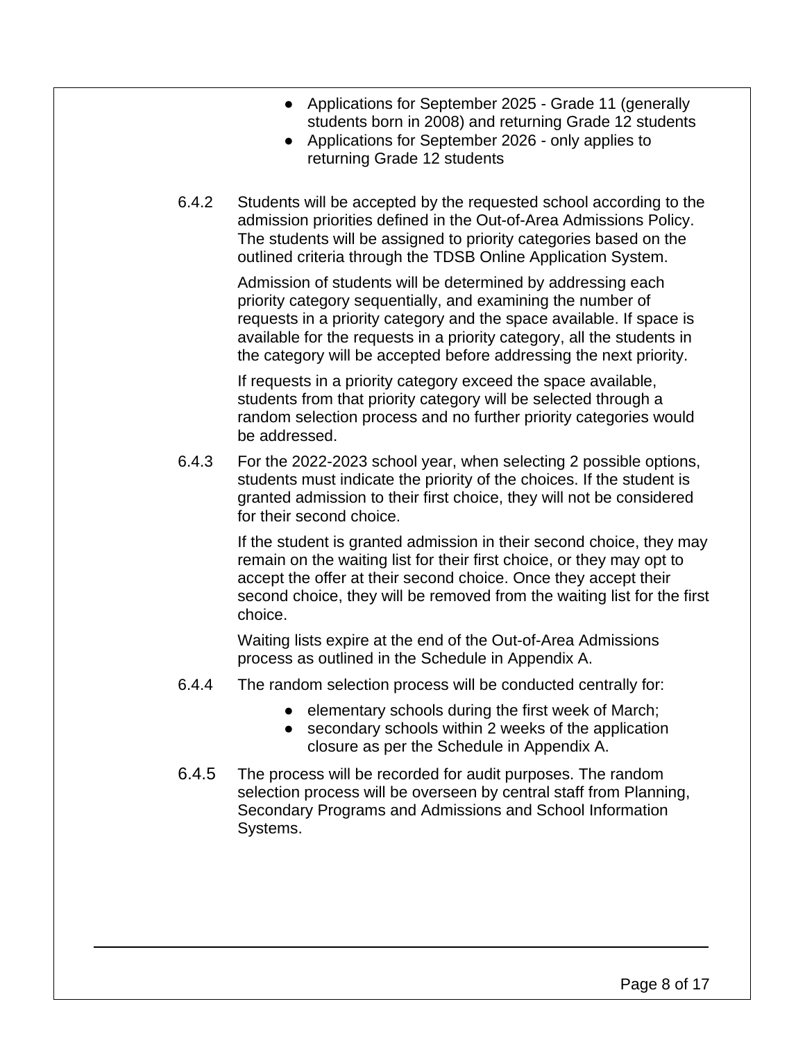- Applications for September 2025 - Grade 11 (generally students born in 2008) and returning Grade 12 students
- Applications for September 2026 - only applies to returning Grade 12 students

6.4.2 Students will be accepted by the requested school according to the admission priorities defined in the Out-of-Area Admissions Policy. The students will be assigned to priority categories based on the outlined criteria through the TDSB Online Application System.

Admission of students will be determined by addressing each priority category sequentially, and examining the number of requests in a priority category and the space available. If space is available for the requests in a priority category, all the students in the category will be accepted before addressing the next priority.

If requests in a priority category exceed the space available, students from that priority category will be selected through a random selection process and no further priority categories would be addressed.

6.4.3 For the 2022-2023 school year, when selecting 2 possible options, students must indicate the priority of the choices. If the student is granted admission to their first choice, they will not be considered for their second choice.

If the student is granted admission in their second choice, they may remain on the waiting list for their first choice, or they may opt to accept the offer at their second choice. Once they accept their second choice, they will be removed from the waiting list for the first choice.

Waiting lists expire at the end of the Out-of-Area Admissions process as outlined in the Schedule in Appendix A.

6.4.4 The random selection process will be conducted centrally for:

- elementary schools during the first week of March;
- secondary schools within 2 weeks of the application closure as per the Schedule in Appendix A.

6.4.5 The process will be recorded for audit purposes. The random selection process will be overseen by central staff from Planning, Secondary Programs and Admissions and School Information Systems.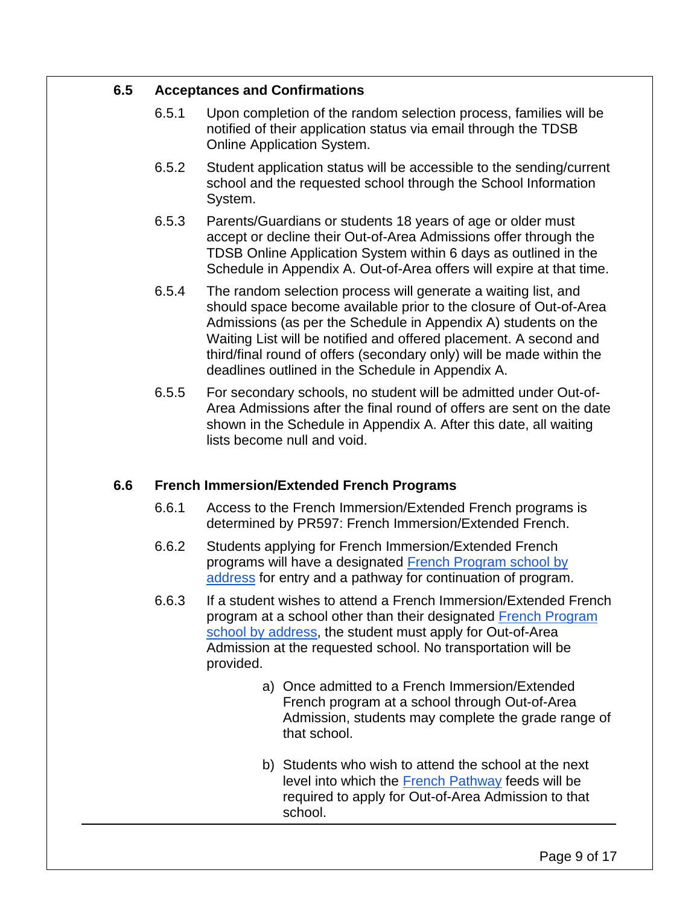### 6.5 Acceptances and Confirmations

6.5.1 Upon completion of the random selection process, families will be notified of their application status via email through the TDSB Online Application System.

6.5.2 Student application status will be accessible to the sending/current school and the requested school through the School Information System.

6.5.3 Parents/Guardians or students 18 years of age or older must accept or decline their Out-of-Area Admissions offer through the TDSB Online Application System within 6 days as outlined in the Schedule in Appendix A. Out-of-Area offers will expire at that time.

6.5.4 The random selection process will generate a waiting list, and should space become available prior to the closure of Out-of-Area Admissions (as per the Schedule in Appendix A) students on the Waiting List will be notified and offered placement. A second and third/final round of offers (secondary only) will be made within the deadlines outlined in the Schedule in Appendix A.

6.5.5 For secondary schools, no student will be admitted under Out-of-Area Admissions after the final round of offers are sent on the date shown in the Schedule in Appendix A. After this date, all waiting lists become null and void.

### 6.6 French Immersion/Extended French Programs

6.6.1 Access to the French Immersion/Extended French programs is determined by PR597: French Immersion/Extended French.

6.6.2 Students applying for French Immersion/Extended French programs will have a designated French Program school by address for entry and a pathway for continuation of program.

6.6.3 If a student wishes to attend a French Immersion/Extended French program at a school other than their designated French Program school by address, the student must apply for Out-of-Area Admission at the requested school. No transportation will be provided.

a) Once admitted to a French Immersion/Extended French program at a school through Out-of-Area Admission, students may complete the grade range of that school.

b) Students who wish to attend the school at the next level into which the French Pathway feeds will be required to apply for Out-of-Area Admission to that school.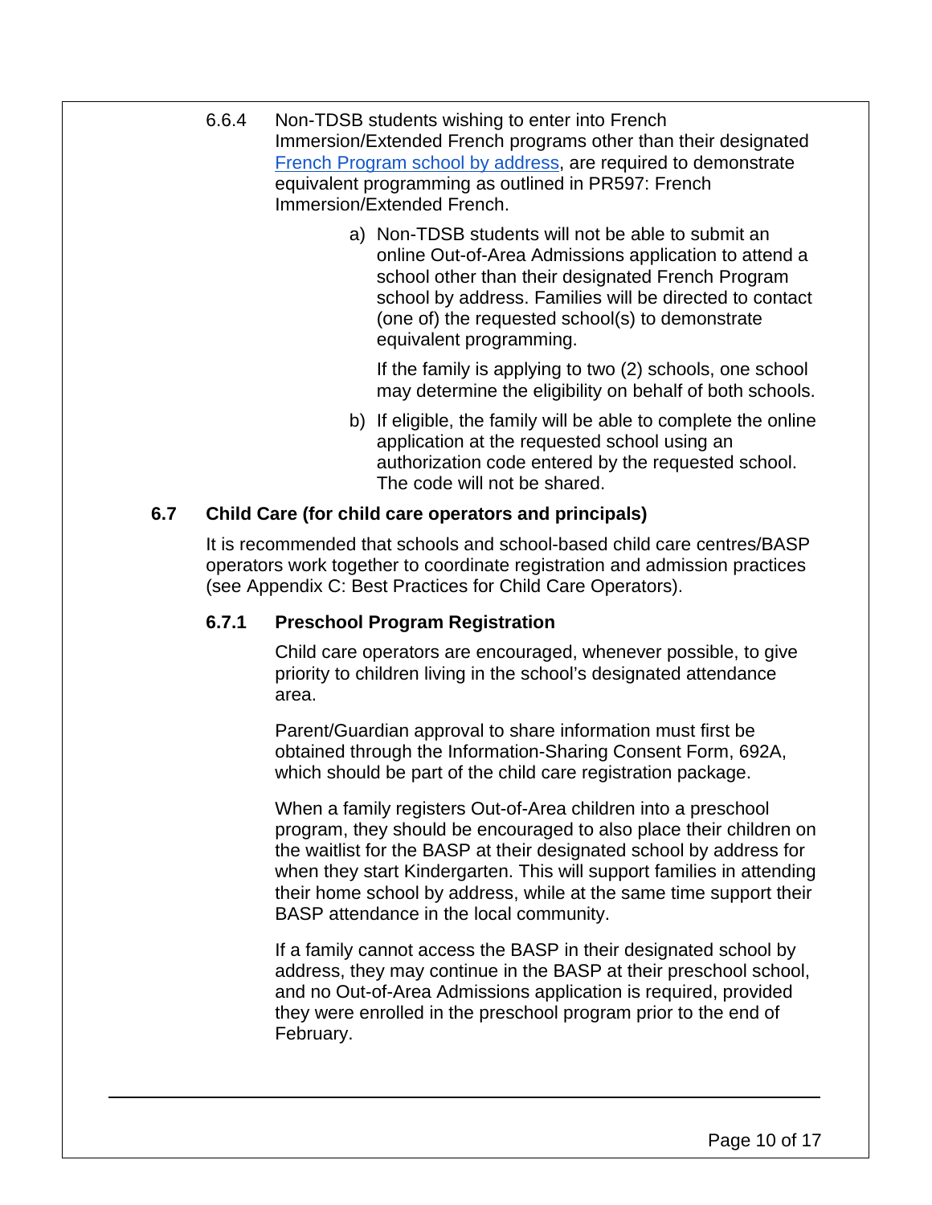6.6.4 Non-TDSB students wishing to enter into French Immersion/Extended French programs other than their designated French Program school by address, are required to demonstrate equivalent programming as outlined in PR597: French Immersion/Extended French.

a) Non-TDSB students will not be able to submit an online Out-of-Area Admissions application to attend a school other than their designated French Program school by address. Families will be directed to contact (one of) the requested school(s) to demonstrate equivalent programming.

   If the family is applying to two (2) schools, one school may determine the eligibility on behalf of both schools.

b) If eligible, the family will be able to complete the online application at the requested school using an authorization code entered by the requested school. The code will not be shared.

## 6.7 Child Care (for child care operators and principals)

It is recommended that schools and school-based child care centres/BASP operators work together to coordinate registration and admission practices (see Appendix C: Best Practices for Child Care Operators).

### 6.7.1 Preschool Program Registration

Child care operators are encouraged, whenever possible, to give priority to children living in the school's designated attendance area.

Parent/Guardian approval to share information must first be obtained through the Information-Sharing Consent Form, 692A, which should be part of the child care registration package.

When a family registers Out-of-Area children into a preschool program, they should be encouraged to also place their children on the waitlist for the BASP at their designated school by address for when they start Kindergarten. This will support families in attending their home school by address, while at the same time support their BASP attendance in the local community.

If a family cannot access the BASP in their designated school by address, they may continue in the BASP at their preschool school, and no Out-of-Area Admissions application is required, provided they were enrolled in the preschool program prior to the end of February.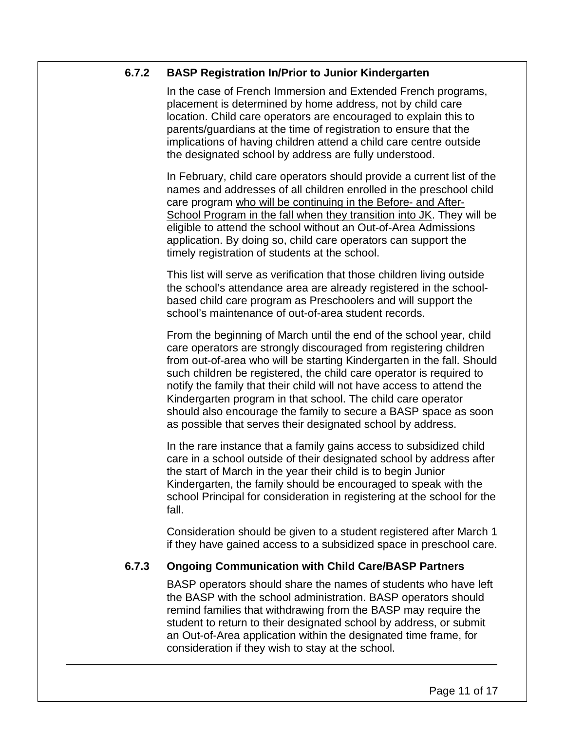### 6.7.2 BASP Registration In/Prior to Junior Kindergarten

In the case of French Immersion and Extended French programs, placement is determined by home address, not by child care location. Child care operators are encouraged to explain this to parents/guardians at the time of registration to ensure that the implications of having children attend a child care centre outside the designated school by address are fully understood.

In February, child care operators should provide a current list of the names and addresses of all children enrolled in the preschool child care program <u>who will be continuing in the Before- and After-School Program in the fall when they transition into JK</u>. They will be eligible to attend the school without an Out-of-Area Admissions application. By doing so, child care operators can support the timely registration of students at the school.

This list will serve as verification that those children living outside the school's attendance area are already registered in the school-based child care program as Preschoolers and will support the school's maintenance of out-of-area student records.

From the beginning of March until the end of the school year, child care operators are strongly discouraged from registering children from out-of-area who will be starting Kindergarten in the fall. Should such children be registered, the child care operator is required to notify the family that their child will not have access to attend the Kindergarten program in that school. The child care operator should also encourage the family to secure a BASP space as soon as possible that serves their designated school by address.

In the rare instance that a family gains access to subsidized child care in a school outside of their designated school by address after the start of March in the year their child is to begin Junior Kindergarten, the family should be encouraged to speak with the school Principal for consideration in registering at the school for the fall.

Consideration should be given to a student registered after March 1 if they have gained access to a subsidized space in preschool care.

### 6.7.3 Ongoing Communication with Child Care/BASP Partners

BASP operators should share the names of students who have left the BASP with the school administration. BASP operators should remind families that withdrawing from the BASP may require the student to return to their designated school by address, or submit an Out-of-Area application within the designated time frame, for consideration if they wish to stay at the school.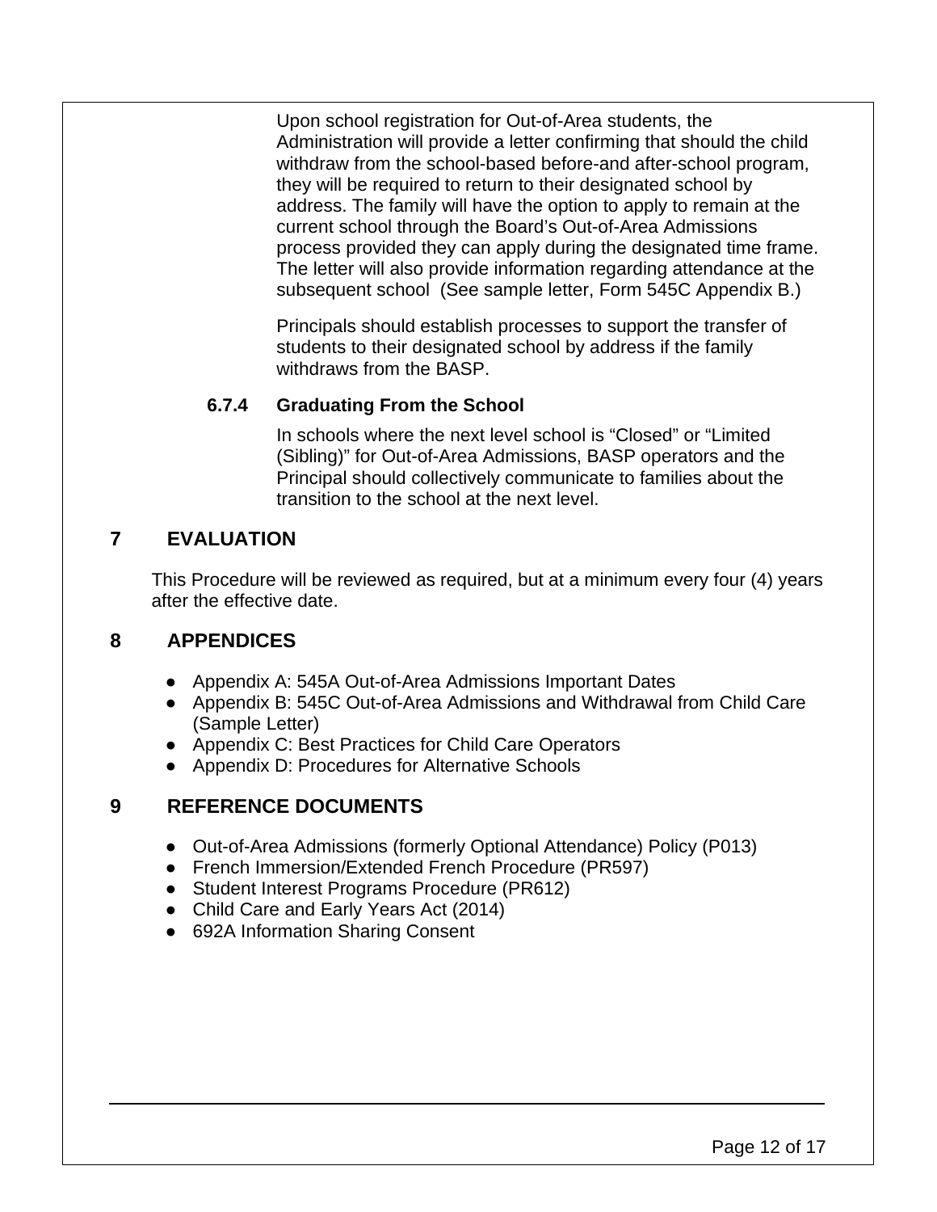Upon school registration for Out-of-Area students, the Administration will provide a letter confirming that should the child withdraw from the school-based before-and after-school program, they will be required to return to their designated school by address. The family will have the option to apply to remain at the current school through the Board's Out-of-Area Admissions process provided they can apply during the designated time frame. The letter will also provide information regarding attendance at the subsequent school (See sample letter, Form 545C Appendix B.)

Principals should establish processes to support the transfer of students to their designated school by address if the family withdraws from the BASP.

### 6.7.4 Graduating From the School

In schools where the next level school is "Closed" or "Limited (Sibling)" for Out-of-Area Admissions, BASP operators and the Principal should collectively communicate to families about the transition to the school at the next level.

## 7 EVALUATION

This Procedure will be reviewed as required, but at a minimum every four (4) years after the effective date.

## 8 APPENDICES

- Appendix A: 545A Out-of-Area Admissions Important Dates
- Appendix B: 545C Out-of-Area Admissions and Withdrawal from Child Care (Sample Letter)
- Appendix C: Best Practices for Child Care Operators
- Appendix D: Procedures for Alternative Schools

## 9 REFERENCE DOCUMENTS

- Out-of-Area Admissions (formerly Optional Attendance) Policy (P013)
- French Immersion/Extended French Procedure (PR597)
- Student Interest Programs Procedure (PR612)
- Child Care and Early Years Act (2014)
- 692A Information Sharing Consent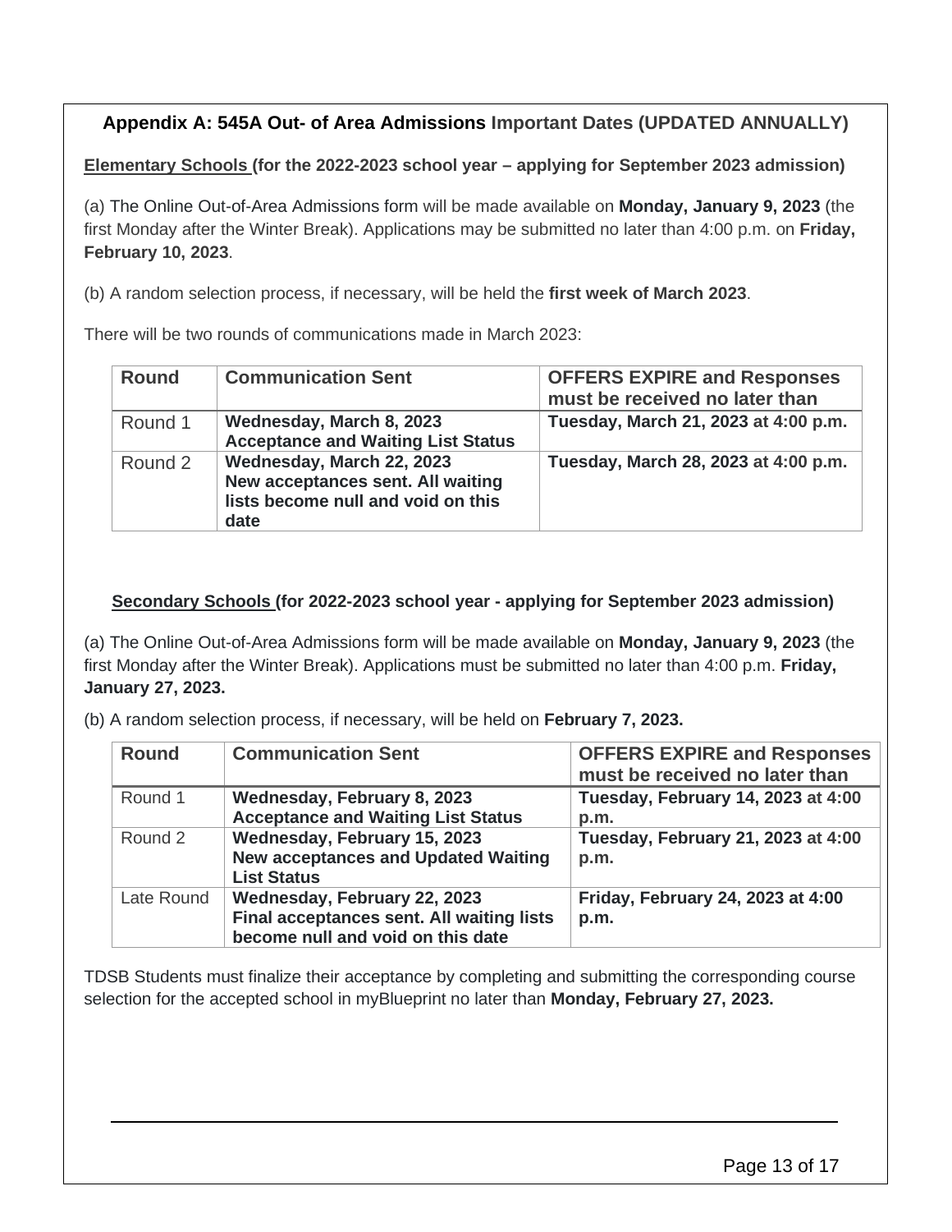## Appendix A: 545A Out- of Area Admissions Important Dates (UPDATED ANNUALLY)

**Elementary Schools (for the 2022-2023 school year – applying for September 2023 admission)**

(a) The Online Out-of-Area Admissions form will be made available on **Monday, January 9, 2023** (the first Monday after the Winter Break). Applications may be submitted no later than 4:00 p.m. on **Friday, February 10, 2023**.

(b) A random selection process, if necessary, will be held the **first week of March 2023**.

There will be two rounds of communications made in March 2023:

| Round | Communication Sent | OFFERS EXPIRE and Responses must be received no later than |
|---|---|---|
| Round 1 | **Wednesday, March 8, 2023 Acceptance and Waiting List Status** | **Tuesday, March 21, 2023 at 4:00 p.m.** |
| Round 2 | **Wednesday, March 22, 2023 New acceptances sent. All waiting lists become null and void on this date** | **Tuesday, March 28, 2023 at 4:00 p.m.** |

**Secondary Schools (for 2022-2023 school year - applying for September 2023 admission)**

(a) The Online Out-of-Area Admissions form will be made available on **Monday, January 9, 2023** (the first Monday after the Winter Break). Applications must be submitted no later than 4:00 p.m. **Friday, January 27, 2023.**

(b) A random selection process, if necessary, will be held on **February 7, 2023.**

| Round | Communication Sent | OFFERS EXPIRE and Responses must be received no later than |
|---|---|---|
| Round 1 | **Wednesday, February 8, 2023 Acceptance and Waiting List Status** | **Tuesday, February 14, 2023 at 4:00 p.m.** |
| Round 2 | **Wednesday, February 15, 2023 New acceptances and Updated Waiting List Status** | **Tuesday, February 21, 2023 at 4:00 p.m.** |
| Late Round | **Wednesday, February 22, 2023 Final acceptances sent. All waiting lists become null and void on this date** | **Friday, February 24, 2023 at 4:00 p.m.** |

TDSB Students must finalize their acceptance by completing and submitting the corresponding course selection for the accepted school in myBlueprint no later than **Monday, February 27, 2023.**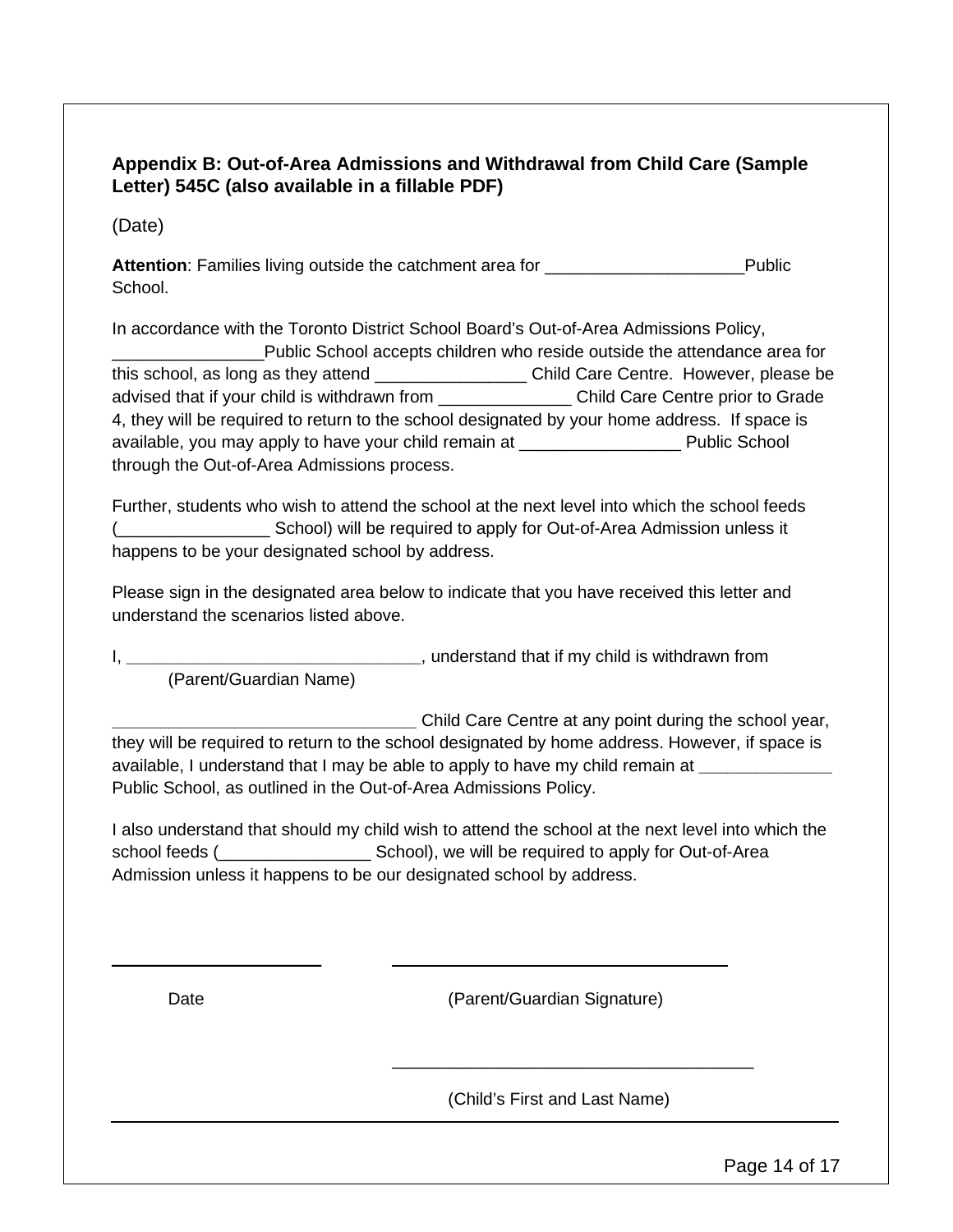### Appendix B: Out-of-Area Admissions and Withdrawal from Child Care (Sample Letter) 545C (also available in a fillable PDF)

(Date)

**Attention**: Families living outside the catchment area for _____________________Public School.

In accordance with the Toronto District School Board's Out-of-Area Admissions Policy, ________________Public School accepts children who reside outside the attendance area for this school, as long as they attend ________________ Child Care Centre. However, please be advised that if your child is withdrawn from ______________ Child Care Centre prior to Grade 4, they will be required to return to the school designated by your home address. If space is available, you may apply to have your child remain at _________________ Public School through the Out-of-Area Admissions process.

Further, students who wish to attend the school at the next level into which the school feeds (________________ School) will be required to apply for Out-of-Area Admission unless it happens to be your designated school by address.

Please sign in the designated area below to indicate that you have received this letter and understand the scenarios listed above.

I, _______________________________, understand that if my child is withdrawn from
(Parent/Guardian Name)

________________________________ Child Care Centre at any point during the school year, they will be required to return to the school designated by home address. However, if space is available, I understand that I may be able to apply to have my child remain at ______________ Public School, as outlined in the Out-of-Area Admissions Policy.

I also understand that should my child wish to attend the school at the next level into which the school feeds (________________ School), we will be required to apply for Out-of-Area Admission unless it happens to be our designated school by address.

_______________________ &nbsp;&nbsp;&nbsp;&nbsp; _____________________________________

Date &nbsp;&nbsp;&nbsp;&nbsp; (Parent/Guardian Signature)

_____________________________________

(Child's First and Last Name)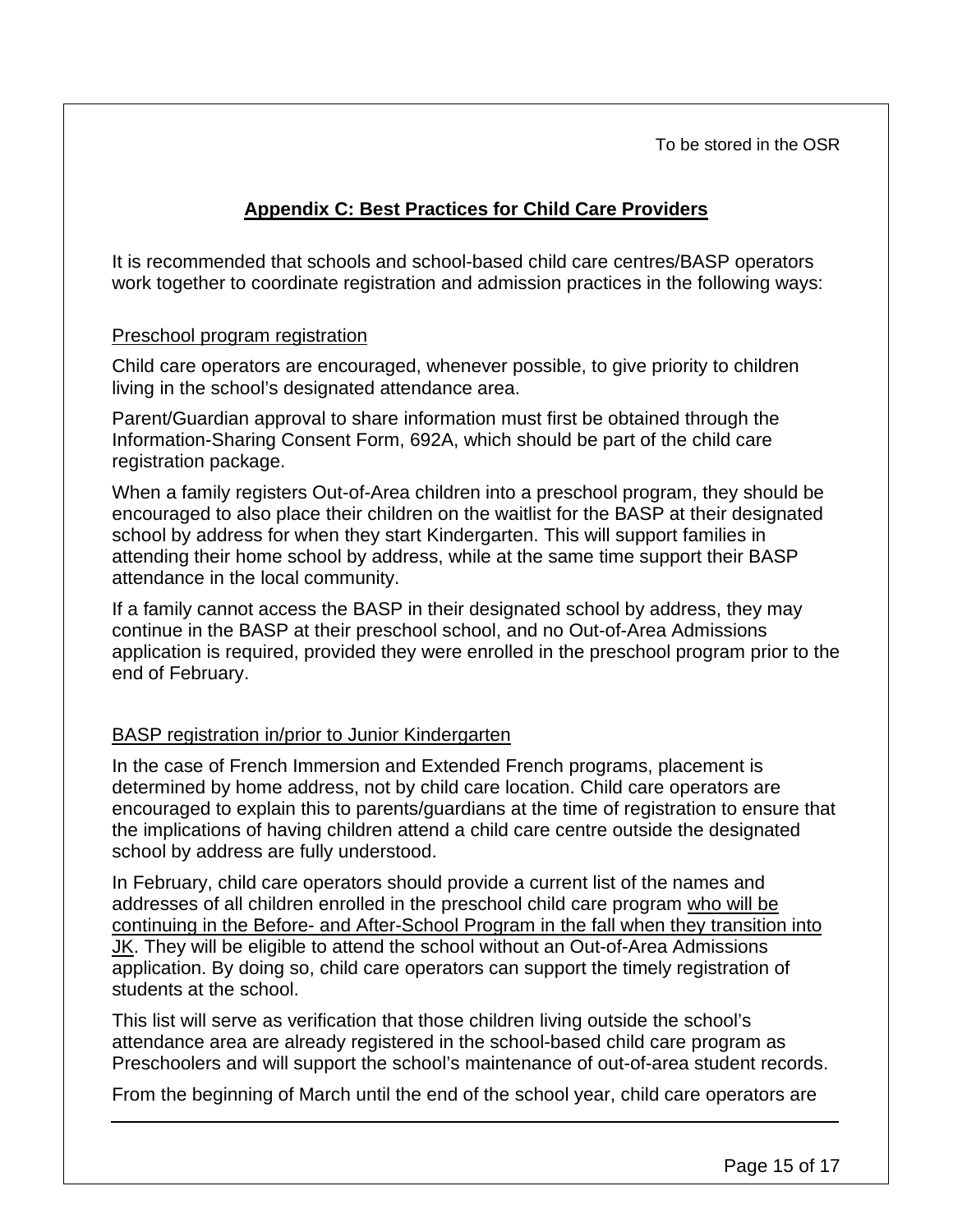To be stored in the OSR

## Appendix C: Best Practices for Child Care Providers

It is recommended that schools and school-based child care centres/BASP operators work together to coordinate registration and admission practices in the following ways:

### Preschool program registration

Child care operators are encouraged, whenever possible, to give priority to children living in the school's designated attendance area.

Parent/Guardian approval to share information must first be obtained through the Information-Sharing Consent Form, 692A, which should be part of the child care registration package.

When a family registers Out-of-Area children into a preschool program, they should be encouraged to also place their children on the waitlist for the BASP at their designated school by address for when they start Kindergarten. This will support families in attending their home school by address, while at the same time support their BASP attendance in the local community.

If a family cannot access the BASP in their designated school by address, they may continue in the BASP at their preschool school, and no Out-of-Area Admissions application is required, provided they were enrolled in the preschool program prior to the end of February.

### BASP registration in/prior to Junior Kindergarten

In the case of French Immersion and Extended French programs, placement is determined by home address, not by child care location. Child care operators are encouraged to explain this to parents/guardians at the time of registration to ensure that the implications of having children attend a child care centre outside the designated school by address are fully understood.

In February, child care operators should provide a current list of the names and addresses of all children enrolled in the preschool child care program who will be continuing in the Before- and After-School Program in the fall when they transition into JK. They will be eligible to attend the school without an Out-of-Area Admissions application. By doing so, child care operators can support the timely registration of students at the school.

This list will serve as verification that those children living outside the school's attendance area are already registered in the school-based child care program as Preschoolers and will support the school's maintenance of out-of-area student records.

From the beginning of March until the end of the school year, child care operators are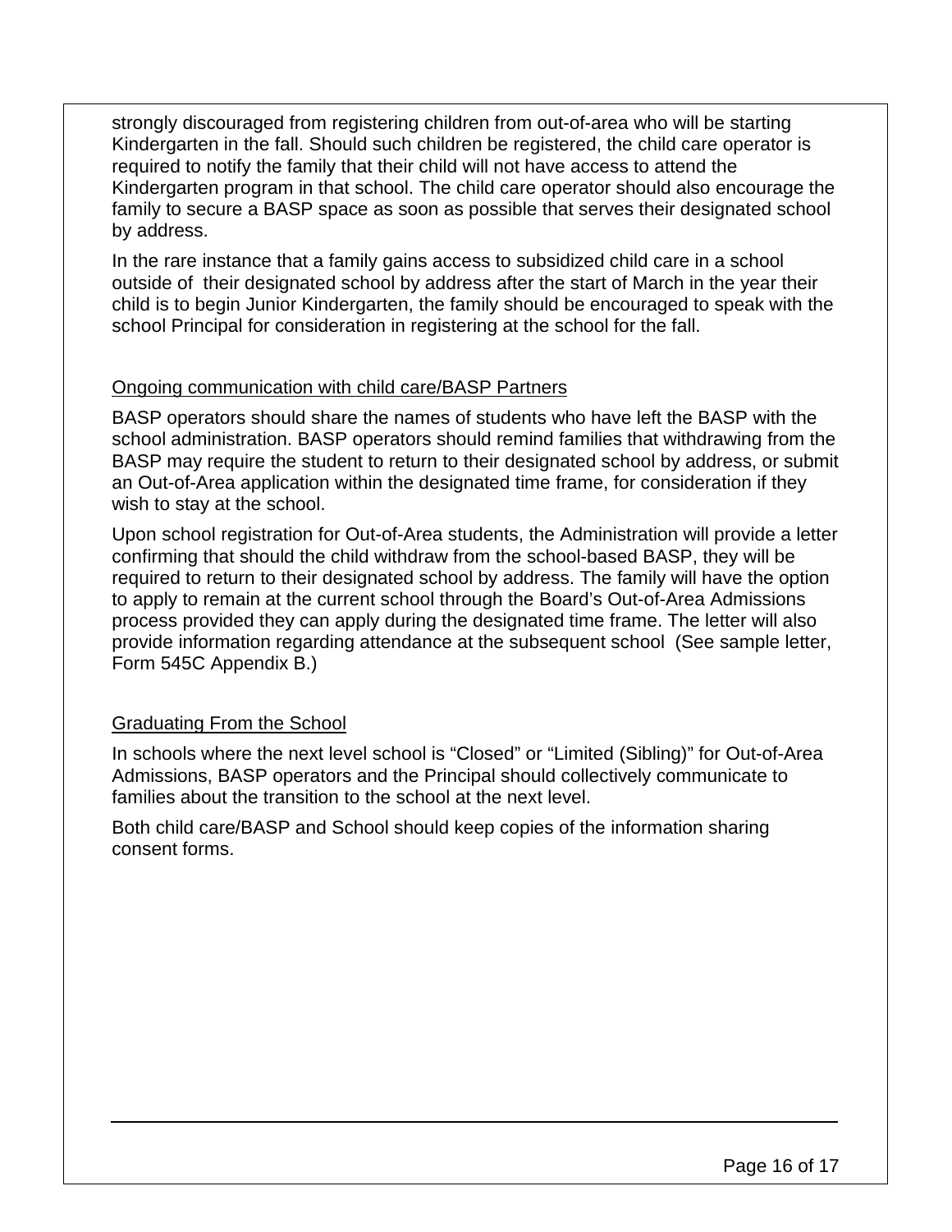strongly discouraged from registering children from out-of-area who will be starting Kindergarten in the fall. Should such children be registered, the child care operator is required to notify the family that their child will not have access to attend the Kindergarten program in that school. The child care operator should also encourage the family to secure a BASP space as soon as possible that serves their designated school by address.

In the rare instance that a family gains access to subsidized child care in a school outside of their designated school by address after the start of March in the year their child is to begin Junior Kindergarten, the family should be encouraged to speak with the school Principal for consideration in registering at the school for the fall.

<u>Ongoing communication with child care/BASP Partners</u>

BASP operators should share the names of students who have left the BASP with the school administration. BASP operators should remind families that withdrawing from the BASP may require the student to return to their designated school by address, or submit an Out-of-Area application within the designated time frame, for consideration if they wish to stay at the school.

Upon school registration for Out-of-Area students, the Administration will provide a letter confirming that should the child withdraw from the school-based BASP, they will be required to return to their designated school by address. The family will have the option to apply to remain at the current school through the Board's Out-of-Area Admissions process provided they can apply during the designated time frame. The letter will also provide information regarding attendance at the subsequent school (See sample letter, Form 545C Appendix B.)

<u>Graduating From the School</u>

In schools where the next level school is "Closed" or "Limited (Sibling)" for Out-of-Area Admissions, BASP operators and the Principal should collectively communicate to families about the transition to the school at the next level.

Both child care/BASP and School should keep copies of the information sharing consent forms.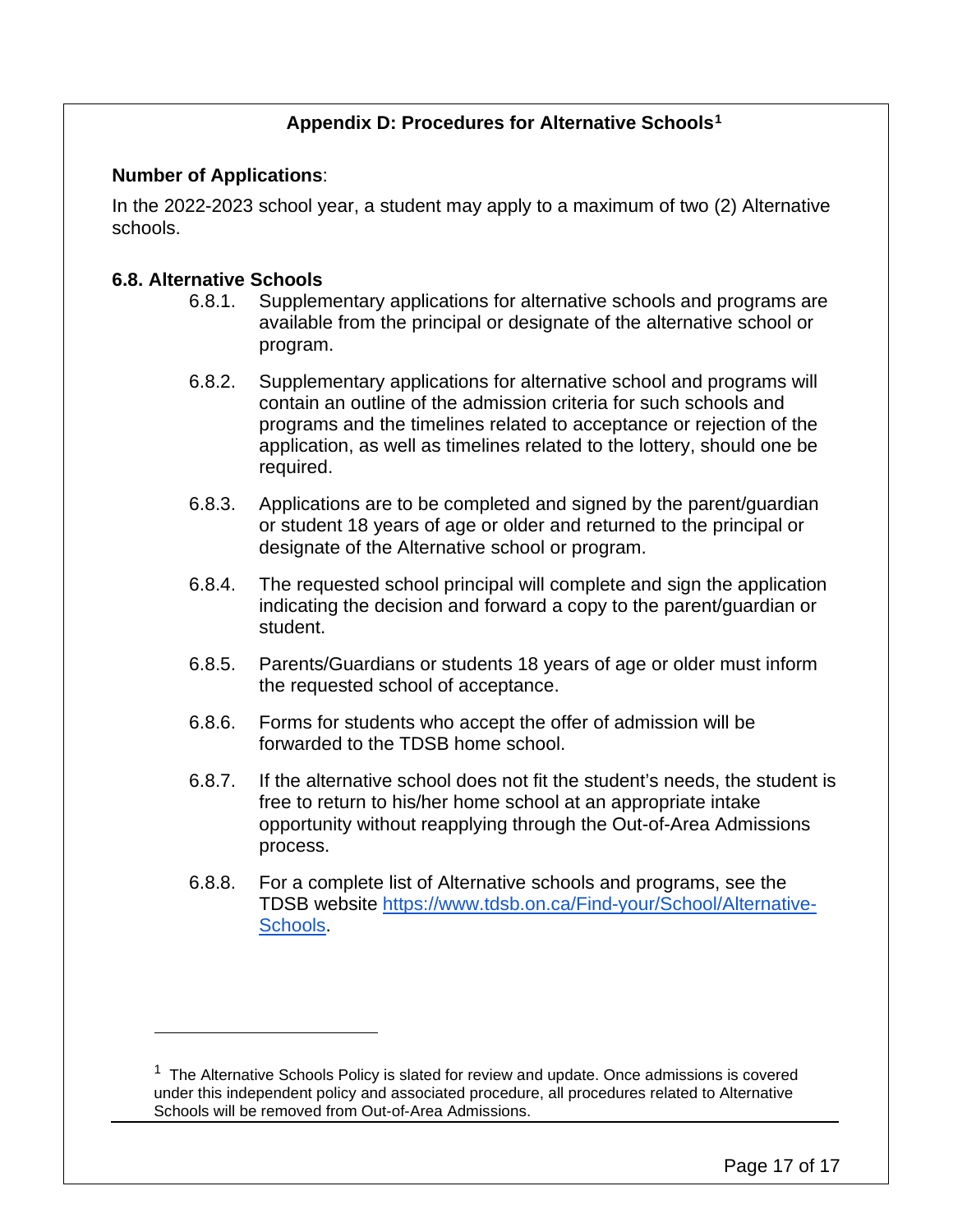## Appendix D: Procedures for Alternative Schools[1]

**Number of Applications**:

In the 2022-2023 school year, a student may apply to a maximum of two (2) Alternative schools.

### 6.8. Alternative Schools

6.8.1. Supplementary applications for alternative schools and programs are available from the principal or designate of the alternative school or program.

6.8.2. Supplementary applications for alternative school and programs will contain an outline of the admission criteria for such schools and programs and the timelines related to acceptance or rejection of the application, as well as timelines related to the lottery, should one be required.

6.8.3. Applications are to be completed and signed by the parent/guardian or student 18 years of age or older and returned to the principal or designate of the Alternative school or program.

6.8.4. The requested school principal will complete and sign the application indicating the decision and forward a copy to the parent/guardian or student.

6.8.5. Parents/Guardians or students 18 years of age or older must inform the requested school of acceptance.

6.8.6. Forms for students who accept the offer of admission will be forwarded to the TDSB home school.

6.8.7. If the alternative school does not fit the student's needs, the student is free to return to his/her home school at an appropriate intake opportunity without reapplying through the Out-of-Area Admissions process.

6.8.8. For a complete list of Alternative schools and programs, see the TDSB website [https://www.tdsb.on.ca/Find-your/School/Alternative-Schools](https://www.tdsb.on.ca/Find-your/School/Alternative-Schools).

---

[1] The Alternative Schools Policy is slated for review and update. Once admissions is covered under this independent policy and associated procedure, all procedures related to Alternative Schools will be removed from Out-of-Area Admissions.